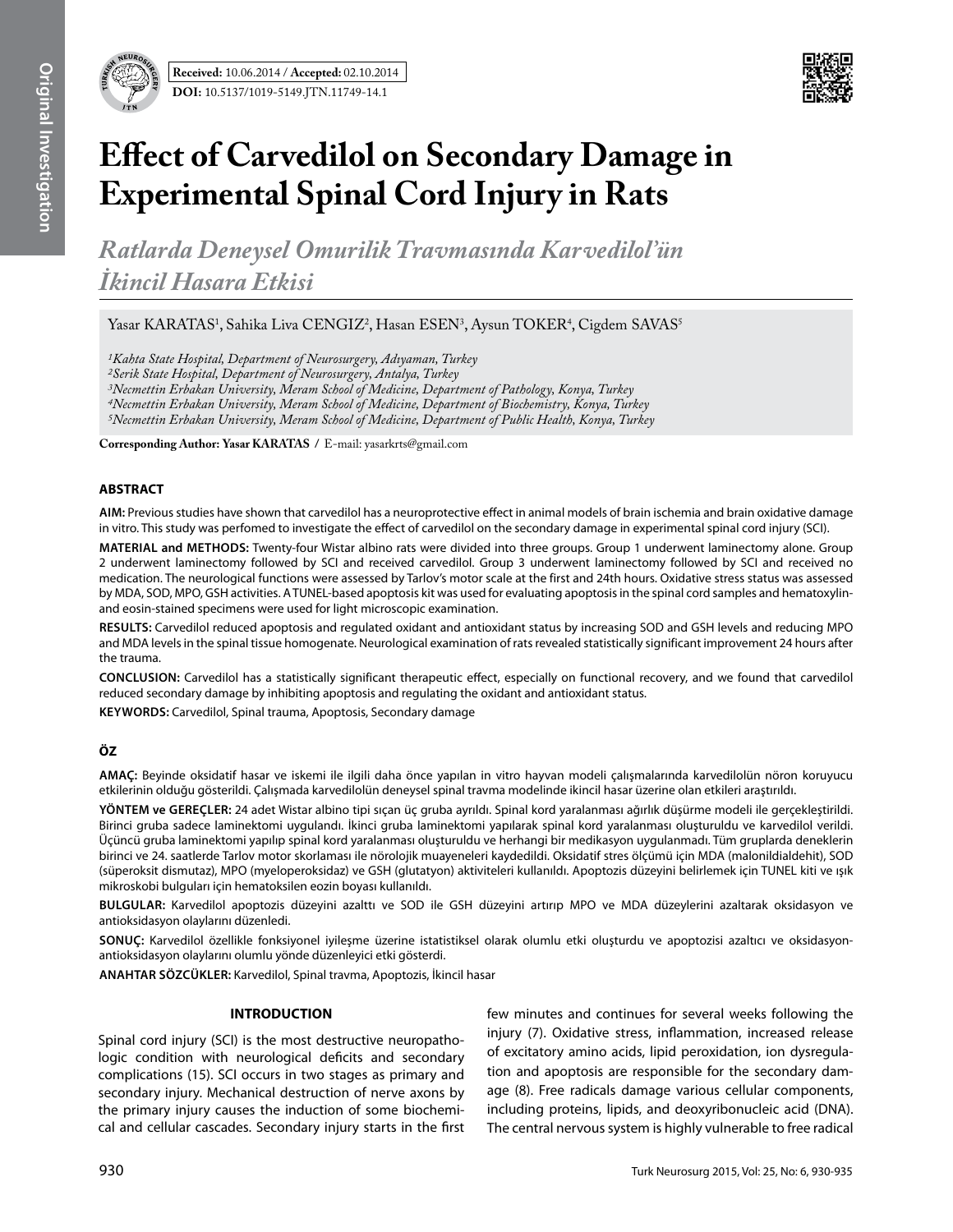**Received:** 10.06.2014 / **Accepted:** 02.10.2014

**DOI:** 10.5137/1019-5149.JTN.11749-14.1

# Effect of Carvedilol on Secondary Damage in Experimental Spinal Cord Injury in Rats

## *Ratlarda Deneysel Omurilik Travmasında Karvedilol'ün İkincil Hasara Etkisi*

Yasar KARATAS[1], Sahika Liva CENGIZ[2], Hasan ESEN[3], Aysun TOKER[4], Cigdem SAVAS[5]

*[1]Kahta State Hospital, Department of Neurosurgery, Adıyaman, Turkey*
*[2]Serik State Hospital, Department of Neurosurgery, Antalya, Turkey*
*[3]Necmettin Erbakan University, Meram School of Medicine, Department of Pathology, Konya, Turkey*
*[4]Necmettin Erbakan University, Meram School of Medicine, Department of Biochemistry, Konya, Turkey*
*[5]Necmettin Erbakan University, Meram School of Medicine, Department of Public Health, Konya, Turkey*

**Corresponding Author: Yasar KARATAS /** E-mail: yasarkrts@gmail.com

### ABSTRACT

**AIM:** Previous studies have shown that carvedilol has a neuroprotective effect in animal models of brain ischemia and brain oxidative damage in vitro. This study was perfomed to investigate the effect of carvedilol on the secondary damage in experimental spinal cord injury (SCI).

**MATERIAL and METHODS:** Twenty-four Wistar albino rats were divided into three groups. Group 1 underwent laminectomy alone. Group 2 underwent laminectomy followed by SCI and received carvedilol. Group 3 underwent laminectomy followed by SCI and received no medication. The neurological functions were assessed by Tarlov's motor scale at the first and 24th hours. Oxidative stress status was assessed by MDA, SOD, MPO, GSH activities. A TUNEL-based apoptosis kit was used for evaluating apoptosis in the spinal cord samples and hematoxylin-and eosin-stained specimens were used for light microscopic examination.

**RESULTS:** Carvedilol reduced apoptosis and regulated oxidant and antioxidant status by increasing SOD and GSH levels and reducing MPO and MDA levels in the spinal tissue homogenate. Neurological examination of rats revealed statistically significant improvement 24 hours after the trauma.

**CONCLUSION:** Carvedilol has a statistically significant therapeutic effect, especially on functional recovery, and we found that carvedilol reduced secondary damage by inhibiting apoptosis and regulating the oxidant and antioxidant status.

**KEYWORDS:** Carvedilol, Spinal trauma, Apoptosis, Secondary damage

### ÖZ

**AMAÇ:** Beyinde oksidatif hasar ve iskemi ile ilgili daha önce yapılan in vitro hayvan modeli çalışmalarında karvedilolün nöron koruyucu etkilerinin olduğu gösterildi. Çalışmada karvedilolün deneysel spinal travma modelinde ikincil hasar üzerine olan etkileri araştırıldı.

**YÖNTEM ve GEREÇLER:** 24 adet Wistar albino tipi sıçan üç gruba ayrıldı. Spinal kord yaralanması ağırlık düşürme modeli ile gerçekleştirildi. Birinci gruba sadece laminektomi uygulandı. İkinci gruba laminektomi yapılarak spinal kord yaralanması oluşturuldu ve karvedilol verildi. Üçüncü gruba laminektomi yapılıp spinal kord yaralanması oluşturuldu ve herhangi bir medikasyon uygulanmadı. Tüm gruplarda deneklerin birinci ve 24. saatlerde Tarlov motor skorlaması ile nörolojik muayeneleri kaydedildi. Oksidatif stres ölçümü için MDA (malonildialdehit), SOD (süperoksit dismutaz), MPO (myeloperoksidaz) ve GSH (glutatyon) aktiviteleri kullanıldı. Apoptozis düzeyini belirlemek için TUNEL kiti ve ışık mikroskobi bulguları için hematoksilen eozin boyası kullanıldı.

**BULGULAR:** Karvedilol apoptozis düzeyini azalttı ve SOD ile GSH düzeyini artırıp MPO ve MDA düzeylerini azaltarak oksidasyon ve antioksidasyon olaylarını düzenledi.

**SONUÇ:** Karvedilol özellikle fonksiyonel iyileşme üzerine istatistiksel olarak olumlu etki oluşturdu ve apoptozisi azaltıcı ve oksidasyon-antioksidasyon olaylarını olumlu yönde düzenleyici etki gösterdi.

**ANAHTAR SÖZCÜKLER:** Karvedilol, Spinal travma, Apoptozis, İkincil hasar

### INTRODUCTION

Spinal cord injury (SCI) is the most destructive neuropathologic condition with neurological deficits and secondary complications (15). SCI occurs in two stages as primary and secondary injury. Mechanical destruction of nerve axons by the primary injury causes the induction of some biochemical and cellular cascades. Secondary injury starts in the first few minutes and continues for several weeks following the injury (7). Oxidative stress, inflammation, increased release of excitatory amino acids, lipid peroxidation, ion dysregulation and apoptosis are responsible for the secondary damage (8). Free radicals damage various cellular components, including proteins, lipids, and deoxyribonucleic acid (DNA). The central nervous system is highly vulnerable to free radical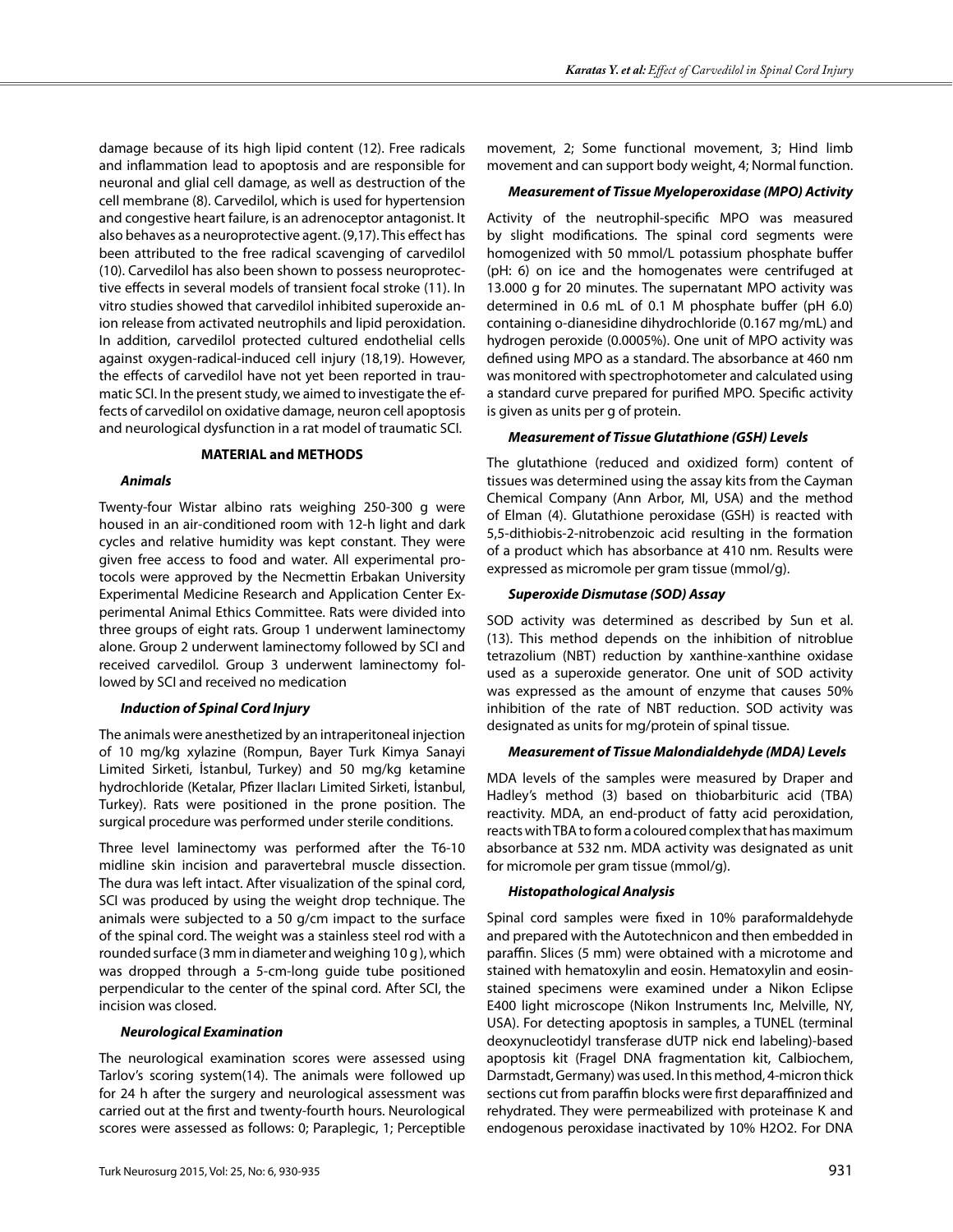damage because of its high lipid content (12). Free radicals and inflammation lead to apoptosis and are responsible for neuronal and glial cell damage, as well as destruction of the cell membrane (8). Carvedilol, which is used for hypertension and congestive heart failure, is an adrenoceptor antagonist. It also behaves as a neuroprotective agent. (9,17). This effect has been attributed to the free radical scavenging of carvedilol (10). Carvedilol has also been shown to possess neuroprotective effects in several models of transient focal stroke (11). In vitro studies showed that carvedilol inhibited superoxide anion release from activated neutrophils and lipid peroxidation. In addition, carvedilol protected cultured endothelial cells against oxygen-radical-induced cell injury (18,19). However, the effects of carvedilol have not yet been reported in traumatic SCI. In the present study, we aimed to investigate the effects of carvedilol on oxidative damage, neuron cell apoptosis and neurological dysfunction in a rat model of traumatic SCI.

## MATERIAL and METHODS

### *Animals*

Twenty-four Wistar albino rats weighing 250-300 g were housed in an air-conditioned room with 12-h light and dark cycles and relative humidity was kept constant. They were given free access to food and water. All experimental protocols were approved by the Necmettin Erbakan University Experimental Medicine Research and Application Center Experimental Animal Ethics Committee. Rats were divided into three groups of eight rats. Group 1 underwent laminectomy alone. Group 2 underwent laminectomy followed by SCI and received carvedilol. Group 3 underwent laminectomy followed by SCI and received no medication

### *Induction of Spinal Cord Injury*

The animals were anesthetized by an intraperitoneal injection of 10 mg/kg xylazine (Rompun, Bayer Turk Kimya Sanayi Limited Sirketi, İstanbul, Turkey) and 50 mg/kg ketamine hydrochloride (Ketalar, Pfizer Ilacları Limited Sirketi, İstanbul, Turkey). Rats were positioned in the prone position. The surgical procedure was performed under sterile conditions.

Three level laminectomy was performed after the T6-10 midline skin incision and paravertebral muscle dissection. The dura was left intact. After visualization of the spinal cord, SCI was produced by using the weight drop technique. The animals were subjected to a 50 g/cm impact to the surface of the spinal cord. The weight was a stainless steel rod with a rounded surface (3 mm in diameter and weighing 10 g ), which was dropped through a 5-cm-long guide tube positioned perpendicular to the center of the spinal cord. After SCI, the incision was closed.

### *Neurological Examination*

The neurological examination scores were assessed using Tarlov's scoring system(14). The animals were followed up for 24 h after the surgery and neurological assessment was carried out at the first and twenty-fourth hours. Neurological scores were assessed as follows: 0; Paraplegic, 1; Perceptible movement, 2; Some functional movement, 3; Hind limb movement and can support body weight, 4; Normal function.

### *Measurement of Tissue Myeloperoxidase (MPO) Activity*

Activity of the neutrophil-specific MPO was measured by slight modifications. The spinal cord segments were homogenized with 50 mmol/L potassium phosphate buffer (pH: 6) on ice and the homogenates were centrifuged at 13.000 g for 20 minutes. The supernatant MPO activity was determined in 0.6 mL of 0.1 M phosphate buffer (pH 6.0) containing o-dianesidine dihydrochloride (0.167 mg/mL) and hydrogen peroxide (0.0005%). One unit of MPO activity was defined using MPO as a standard. The absorbance at 460 nm was monitored with spectrophotometer and calculated using a standard curve prepared for purified MPO. Specific activity is given as units per g of protein.

### *Measurement of Tissue Glutathione (GSH) Levels*

The glutathione (reduced and oxidized form) content of tissues was determined using the assay kits from the Cayman Chemical Company (Ann Arbor, MI, USA) and the method of Elman (4). Glutathione peroxidase (GSH) is reacted with 5,5-dithiobis-2-nitrobenzoic acid resulting in the formation of a product which has absorbance at 410 nm. Results were expressed as micromole per gram tissue (mmol/g).

### *Superoxide Dismutase (SOD) Assay*

SOD activity was determined as described by Sun et al. (13). This method depends on the inhibition of nitroblue tetrazolium (NBT) reduction by xanthine-xanthine oxidase used as a superoxide generator. One unit of SOD activity was expressed as the amount of enzyme that causes 50% inhibition of the rate of NBT reduction. SOD activity was designated as units for mg/protein of spinal tissue.

### *Measurement of Tissue Malondialdehyde (MDA) Levels*

MDA levels of the samples were measured by Draper and Hadley's method (3) based on thiobarbituric acid (TBA) reactivity. MDA, an end-product of fatty acid peroxidation, reacts with TBA to form a coloured complex that has maximum absorbance at 532 nm. MDA activity was designated as unit for micromole per gram tissue (mmol/g).

### *Histopathological Analysis*

Spinal cord samples were fixed in 10% paraformaldehyde and prepared with the Autotechnicon and then embedded in paraffin. Slices (5 mm) were obtained with a microtome and stained with hematoxylin and eosin. Hematoxylin and eosin-stained specimens were examined under a Nikon Eclipse E400 light microscope (Nikon Instruments Inc, Melville, NY, USA). For detecting apoptosis in samples, a TUNEL (terminal deoxynucleotidyl transferase dUTP nick end labeling)-based apoptosis kit (Fragel DNA fragmentation kit, Calbiochem, Darmstadt, Germany) was used. In this method, 4-micron thick sections cut from paraffin blocks were first deparaffinized and rehydrated. They were permeabilized with proteinase K and endogenous peroxidase inactivated by 10% $H_2O_2$. For DNA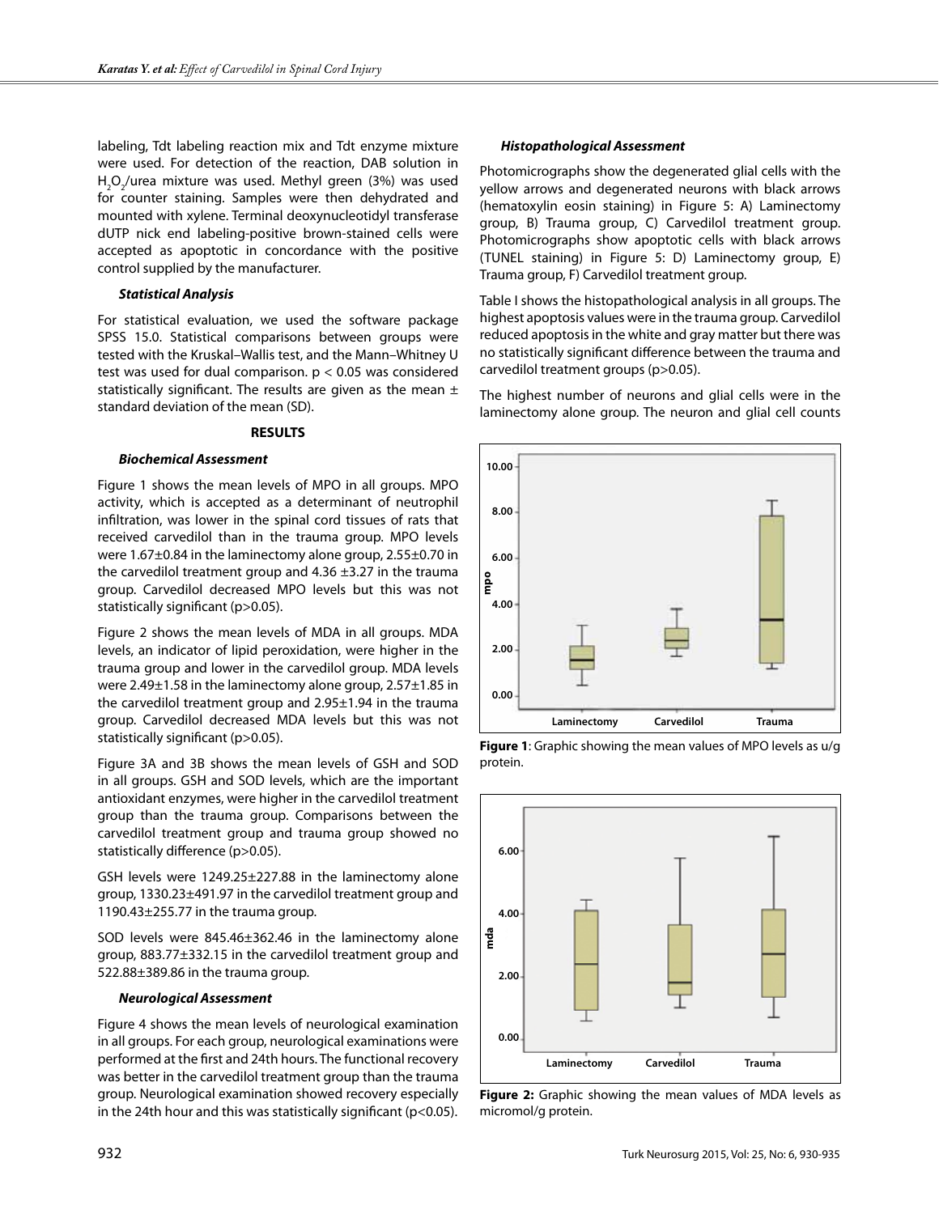labeling, Tdt labeling reaction mix and Tdt enzyme mixture were used. For detection of the reaction, DAB solution in $H_2O_2$/urea mixture was used. Methyl green (3%) was used for counter staining. Samples were then dehydrated and mounted with xylene. Terminal deoxynucleotidyl transferase dUTP nick end labeling-positive brown-stained cells were accepted as apoptotic in concordance with the positive control supplied by the manufacturer.

### *Statistical Analysis*

For statistical evaluation, we used the software package SPSS 15.0. Statistical comparisons between groups were tested with the Kruskal–Wallis test, and the Mann–Whitney U test was used for dual comparison. $p < 0.05$ was considered statistically significant. The results are given as the mean ± standard deviation of the mean (SD).

## RESULTS

### *Biochemical Assessment*

Figure 1 shows the mean levels of MPO in all groups. MPO activity, which is accepted as a determinant of neutrophil infiltration, was lower in the spinal cord tissues of rats that received carvedilol than in the trauma group. MPO levels were 1.67±0.84 in the laminectomy alone group, 2.55±0.70 in the carvedilol treatment group and 4.36 ±3.27 in the trauma group. Carvedilol decreased MPO levels but this was not statistically significant ($p>0.05$).

Figure 2 shows the mean levels of MDA in all groups. MDA levels, an indicator of lipid peroxidation, were higher in the trauma group and lower in the carvedilol group. MDA levels were 2.49±1.58 in the laminectomy alone group, 2.57±1.85 in the carvedilol treatment group and 2.95±1.94 in the trauma group. Carvedilol decreased MDA levels but this was not statistically significant ($p>0.05$).

Figure 3A and 3B shows the mean levels of GSH and SOD in all groups. GSH and SOD levels, which are the important antioxidant enzymes, were higher in the carvedilol treatment group than the trauma group. Comparisons between the carvedilol treatment group and trauma group showed no statistically difference ($p>0.05$).

GSH levels were 1249.25±227.88 in the laminectomy alone group, 1330.23±491.97 in the carvedilol treatment group and 1190.43±255.77 in the trauma group.

SOD levels were 845.46±362.46 in the laminectomy alone group, 883.77±332.15 in the carvedilol treatment group and 522.88±389.86 in the trauma group.

### *Neurological Assessment*

Figure 4 shows the mean levels of neurological examination in all groups. For each group, neurological examinations were performed at the first and 24th hours. The functional recovery was better in the carvedilol treatment group than the trauma group. Neurological examination showed recovery especially in the 24th hour and this was statistically significant ($p<0.05$).

### *Histopathological Assessment*

Photomicrographs show the degenerated glial cells with the yellow arrows and degenerated neurons with black arrows (hematoxylin eosin staining) in Figure 5: A) Laminectomy group, B) Trauma group, C) Carvedilol treatment group. Photomicrographs show apoptotic cells with black arrows (TUNEL staining) in Figure 5: D) Laminectomy group, E) Trauma group, F) Carvedilol treatment group.

Table I shows the histopathological analysis in all groups. The highest apoptosis values were in the trauma group. Carvedilol reduced apoptosis in the white and gray matter but there was no statistically significant difference between the trauma and carvedilol treatment groups ($p>0.05$).

The highest number of neurons and glial cells were in the laminectomy alone group. The neuron and glial cell counts

**Figure 1**: Graphic showing the mean values of MPO levels as u/g protein.

**Figure 2:** Graphic showing the mean values of MDA levels as micromol/g protein.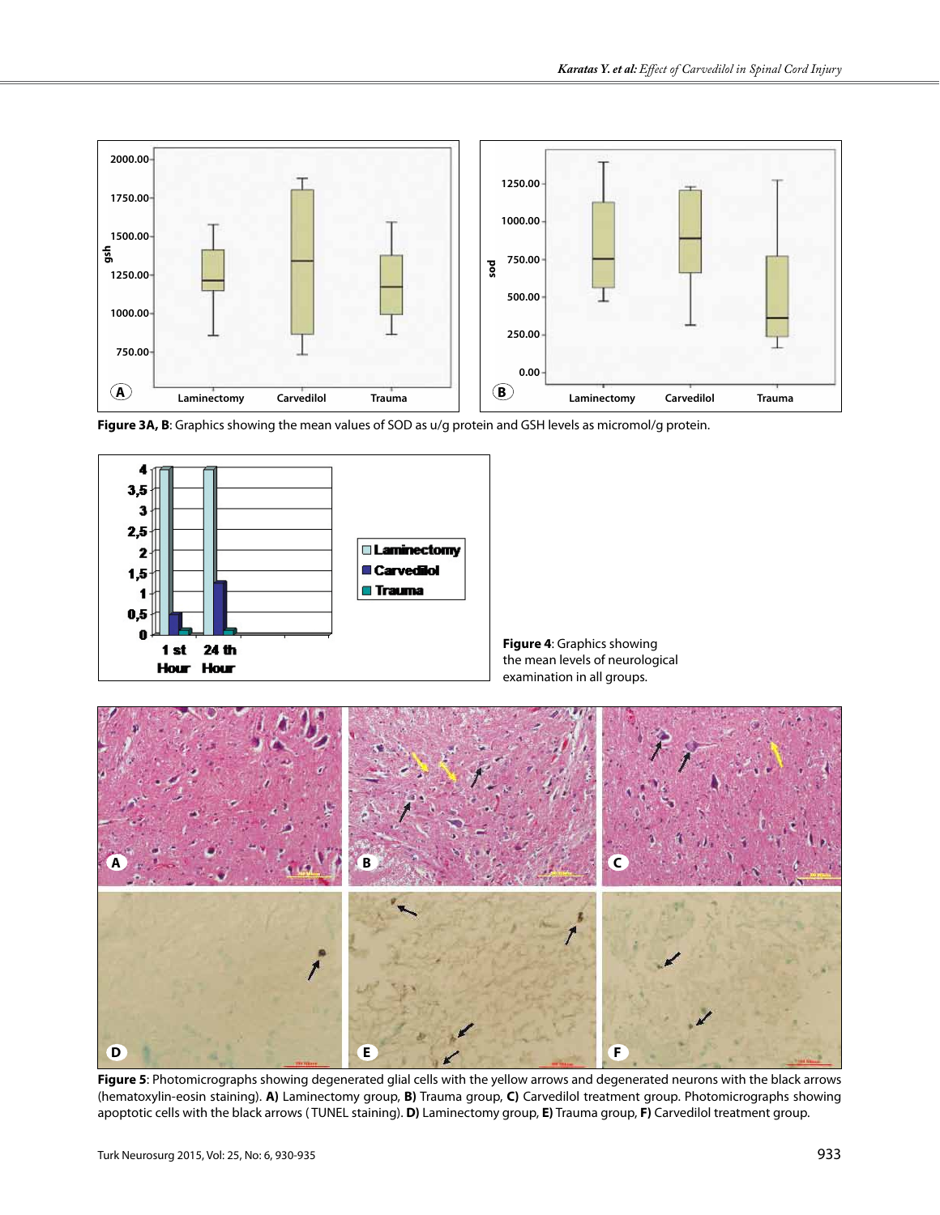**Figure 3A, B**: Graphics showing the mean values of SOD as u/g protein and GSH levels as micromol/g protein.

**Figure 4**: Graphics showing the mean levels of neurological examination in all groups.

**Figure 5**: Photomicrographs showing degenerated glial cells with the yellow arrows and degenerated neurons with the black arrows (hematoxylin-eosin staining). **A)** Laminectomy group, **B)** Trauma group, **C)** Carvedilol treatment group. Photomicrographs showing apoptotic cells with the black arrows (TUNEL staining). **D)** Laminectomy group, **E)** Trauma group, **F)** Carvedilol treatment group.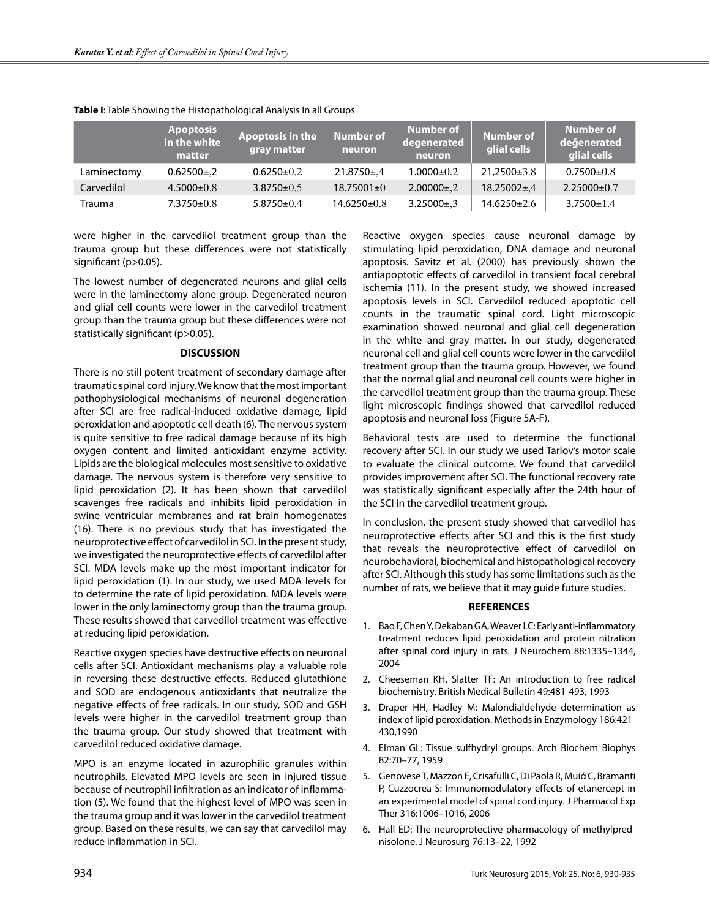**Table I**: Table Showing the Histopathological Analysis In all Groups

| | Apoptosis in the white matter | Apoptosis in the gray matter | Number of neuron | Number of degenerated neuron | Number of glial cells | Number of değenerated glial cells |
|---|---|---|---|---|---|---|
| Laminectomy | 0.62500±,2 | 0.6250±0.2 | 21.8750±,4 | 1.0000±0.2 | 21,2500±3.8 | 0.7500±0.8 |
| Carvedilol | 4.5000±0.8 | 3.8750±0.5 | 18.75001±0 | 2.00000±,2 | 18.25002±,4 | 2.25000±0.7 |
| Trauma | 7.3750±0.8 | 5.8750±0.4 | 14.6250±0.8 | 3.25000±,3 | 14.6250±2.6 | 3.7500±1.4 |

were higher in the carvedilol treatment group than the trauma group but these differences were not statistically significant ($p>0.05$).

The lowest number of degenerated neurons and glial cells were in the laminectomy alone group. Degenerated neuron and glial cell counts were lower in the carvedilol treatment group than the trauma group but these differences were not statistically significant ($p>0.05$).

## DISCUSSION

There is no still potent treatment of secondary damage after traumatic spinal cord injury. We know that the most important pathophysiological mechanisms of neuronal degeneration after SCI are free radical-induced oxidative damage, lipid peroxidation and apoptotic cell death (6). The nervous system is quite sensitive to free radical damage because of its high oxygen content and limited antioxidant enzyme activity. Lipids are the biological molecules most sensitive to oxidative damage. The nervous system is therefore very sensitive to lipid peroxidation (2). It has been shown that carvedilol scavenges free radicals and inhibits lipid peroxidation in swine ventricular membranes and rat brain homogenates (16). There is no previous study that has investigated the neuroprotective effect of carvedilol in SCI. In the present study, we investigated the neuroprotective effects of carvedilol after SCI. MDA levels make up the most important indicator for lipid peroxidation (1). In our study, we used MDA levels for to determine the rate of lipid peroxidation. MDA levels were lower in the only laminectomy group than the trauma group. These results showed that carvedilol treatment was effective at reducing lipid peroxidation.

Reactive oxygen species have destructive effects on neuronal cells after SCI. Antioxidant mechanisms play a valuable role in reversing these destructive effects. Reduced glutathione and SOD are endogenous antioxidants that neutralize the negative effects of free radicals. In our study, SOD and GSH levels were higher in the carvedilol treatment group than the trauma group. Our study showed that treatment with carvedilol reduced oxidative damage.

MPO is an enzyme located in azurophilic granules within neutrophils. Elevated MPO levels are seen in injured tissue because of neutrophil infiltration as an indicator of inflammation (5). We found that the highest level of MPO was seen in the trauma group and it was lower in the carvedilol treatment group. Based on these results, we can say that carvedilol may reduce inflammation in SCI.

Reactive oxygen species cause neuronal damage by stimulating lipid peroxidation, DNA damage and neuronal apoptosis. Savitz et al. (2000) has previously shown the antiapoptotic effects of carvedilol in transient focal cerebral ischemia (11). In the present study, we showed increased apoptosis levels in SCI. Carvedilol reduced apoptotic cell counts in the traumatic spinal cord. Light microscopic examination showed neuronal and glial cell degeneration in the white and gray matter. In our study, degenerated neuronal cell and glial cell counts were lower in the carvedilol treatment group than the trauma group. However, we found that the normal glial and neuronal cell counts were higher in the carvedilol treatment group than the trauma group. These light microscopic findings showed that carvedilol reduced apoptosis and neuronal loss (Figure 5A-F).

Behavioral tests are used to determine the functional recovery after SCI. In our study we used Tarlov's motor scale to evaluate the clinical outcome. We found that carvedilol provides improvement after SCI. The functional recovery rate was statistically significant especially after the 24th hour of the SCI in the carvedilol treatment group.

In conclusion, the present study showed that carvedilol has neuroprotective effects after SCI and this is the first study that reveals the neuroprotective effect of carvedilol on neurobehavioral, biochemical and histopathological recovery after SCI. Although this study has some limitations such as the number of rats, we believe that it may guide future studies.

## REFERENCES

1. Bao F, Chen Y, Dekaban GA, Weaver LC: Early anti-inflammatory treatment reduces lipid peroxidation and protein nitration after spinal cord injury in rats. J Neurochem 88:1335–1344, 2004
2. Cheeseman KH, Slatter TF: An introduction to free radical biochemistry. British Medical Bulletin 49:481-493, 1993
3. Draper HH, Hadley M: Malondialdehyde determination as index of lipid peroxidation. Methods in Enzymology 186:421-430,1990
4. Elman GL: Tissue sulfhydryl groups. Arch Biochem Biophys 82:70–77, 1959
5. Genovese T, Mazzon E, Crisafulli C, Di Paola R, Muiá C, Bramanti P, Cuzzocrea S: Immunomodulatory effects of etanercept in an experimental model of spinal cord injury. J Pharmacol Exp Ther 316:1006–1016, 2006
6. Hall ED: The neuroprotective pharmacology of methylprednisolone. J Neurosurg 76:13–22, 1992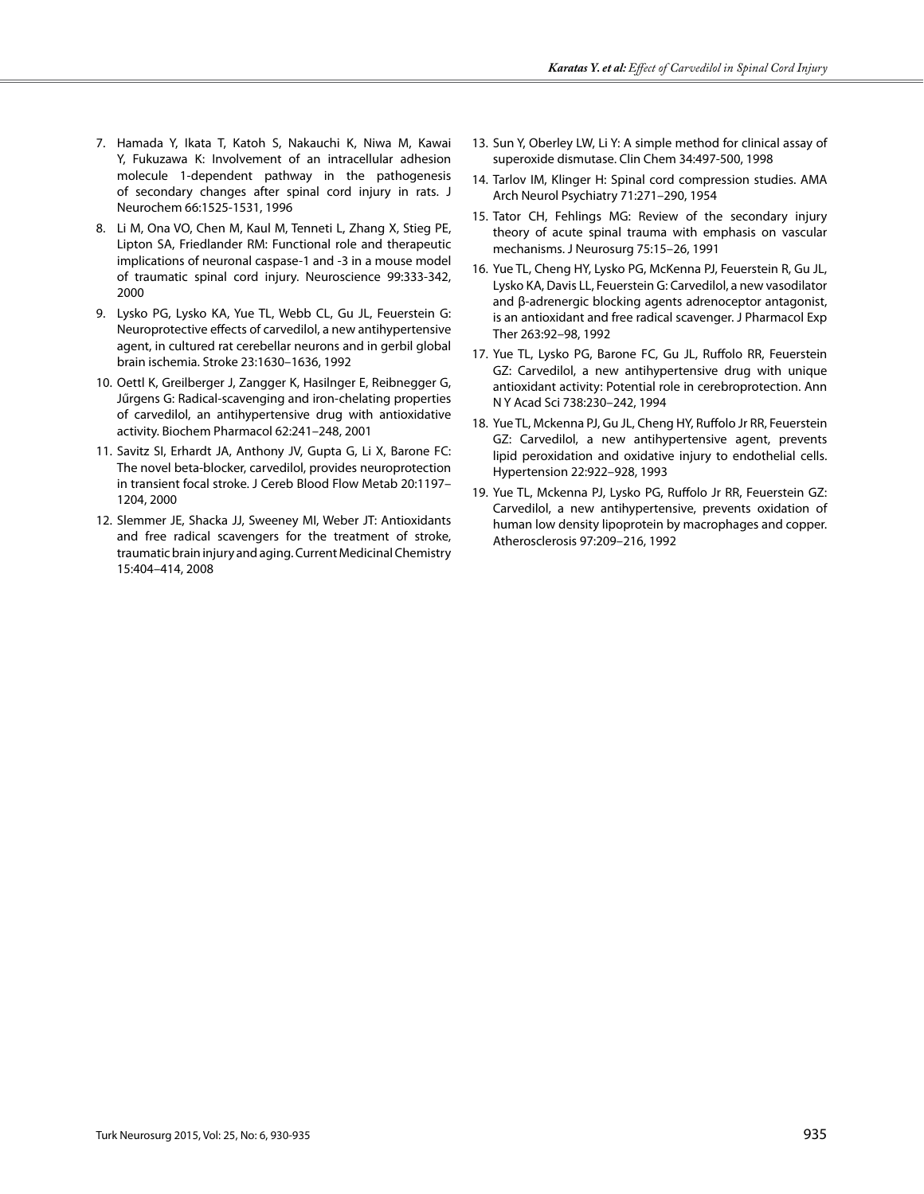7. Hamada Y, Ikata T, Katoh S, Nakauchi K, Niwa M, Kawai Y, Fukuzawa K: Involvement of an intracellular adhesion molecule 1-dependent pathway in the pathogenesis of secondary changes after spinal cord injury in rats. J Neurochem 66:1525-1531, 1996

8. Li M, Ona VO, Chen M, Kaul M, Tenneti L, Zhang X, Stieg PE, Lipton SA, Friedlander RM: Functional role and therapeutic implications of neuronal caspase-1 and -3 in a mouse model of traumatic spinal cord injury. Neuroscience 99:333-342, 2000

9. Lysko PG, Lysko KA, Yue TL, Webb CL, Gu JL, Feuerstein G: Neuroprotective effects of carvedilol, a new antihypertensive agent, in cultured rat cerebellar neurons and in gerbil global brain ischemia. Stroke 23:1630–1636, 1992

10. Oettl K, Greilberger J, Zangger K, Hasilnger E, Reibnegger G, Jűrgens G: Radical-scavenging and iron-chelating properties of carvedilol, an antihypertensive drug with antioxidative activity. Biochem Pharmacol 62:241–248, 2001

11. Savitz SI, Erhardt JA, Anthony JV, Gupta G, Li X, Barone FC: The novel beta-blocker, carvedilol, provides neuroprotection in transient focal stroke. J Cereb Blood Flow Metab 20:1197–1204, 2000

12. Slemmer JE, Shacka JJ, Sweeney MI, Weber JT: Antioxidants and free radical scavengers for the treatment of stroke, traumatic brain injury and aging. Current Medicinal Chemistry 15:404–414, 2008

13. Sun Y, Oberley LW, Li Y: A simple method for clinical assay of superoxide dismutase. Clin Chem 34:497-500, 1998

14. Tarlov IM, Klinger H: Spinal cord compression studies. AMA Arch Neurol Psychiatry 71:271–290, 1954

15. Tator CH, Fehlings MG: Review of the secondary injury theory of acute spinal trauma with emphasis on vascular mechanisms. J Neurosurg 75:15–26, 1991

16. Yue TL, Cheng HY, Lysko PG, McKenna PJ, Feuerstein R, Gu JL, Lysko KA, Davis LL, Feuerstein G: Carvedilol, a new vasodilator and β-adrenergic blocking agents adrenoceptor antagonist, is an antioxidant and free radical scavenger. J Pharmacol Exp Ther 263:92–98, 1992

17. Yue TL, Lysko PG, Barone FC, Gu JL, Ruffolo RR, Feuerstein GZ: Carvedilol, a new antihypertensive drug with unique antioxidant activity: Potential role in cerebroprotection. Ann N Y Acad Sci 738:230–242, 1994

18. Yue TL, Mckenna PJ, Gu JL, Cheng HY, Ruffolo Jr RR, Feuerstein GZ: Carvedilol, a new antihypertensive agent, prevents lipid peroxidation and oxidative injury to endothelial cells. Hypertension 22:922–928, 1993

19. Yue TL, Mckenna PJ, Lysko PG, Ruffolo Jr RR, Feuerstein GZ: Carvedilol, a new antihypertensive, prevents oxidation of human low density lipoprotein by macrophages and copper. Atherosclerosis 97:209–216, 1992